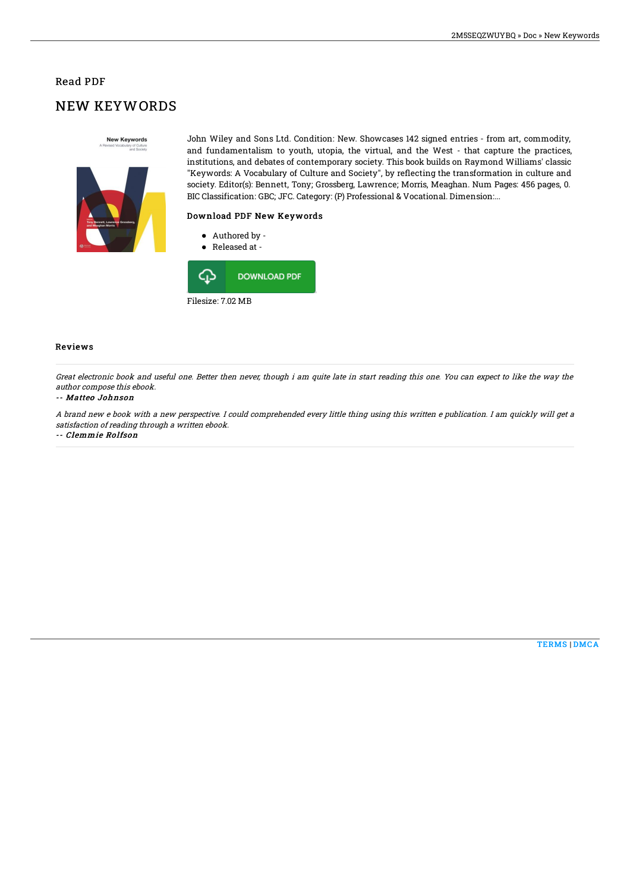Read PDF

# NEW KEYWORDS

John Wiley and Sons Ltd. Condition: New. Showcases 142 signed entries - from art, commodity, and fundamentalism to youth, utopia, the virtual, and the West - that capture the practices, institutions, and debates of contemporary society. This book builds on Raymond Williams' classic "Keywords: A Vocabulary of Culture and Society", by reflecting the transformation in culture and society. Editor(s): Bennett, Tony; Grossberg, Lawrence; Morris, Meaghan. Num Pages: 456 pages, 0. BIC Classification: GBC; JFC. Category: (P) Professional & Vocational. Dimension:...

### Download PDF New Keywords

- Authored by -
- Released at -

DOWNLOAD PDF

Filesize: 7.02 MB

### Reviews

*Great electronic book and useful one. Better then never, though i am quite late in start reading this one. You can expect to like the way the author compose this ebook.*

-- ***Matteo Johnson***

*A brand new e book with a new perspective. I could comprehended every little thing using this written e publication. I am quickly will get a satisfaction of reading through a written ebook.*

-- ***Clemmie Rolfson***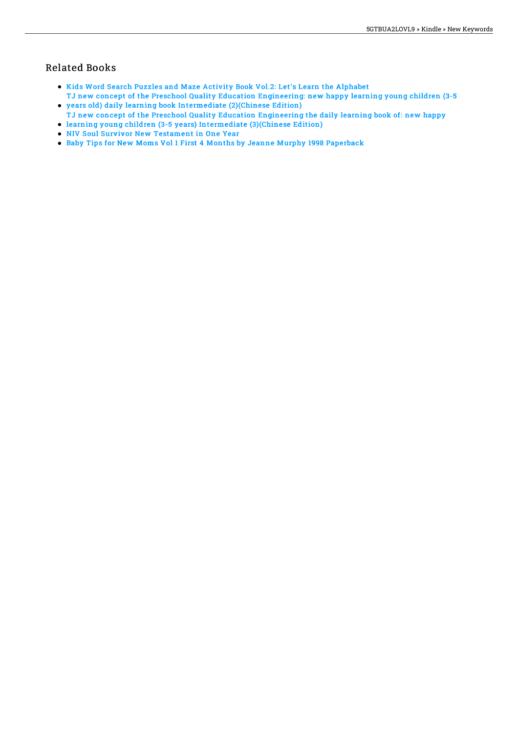## Related Books

- Kids Word Search Puzzles and Maze Activity Book Vol.2: Let's Learn the Alphabet
- TJ new concept of the Preschool Quality Education Engineering: new happy learning young children (3-5 years old) daily learning book Intermediate (2)(Chinese Edition)
- TJ new concept of the Preschool Quality Education Engineering the daily learning book of: new happy learning young children (3-5 years) Intermediate (3)(Chinese Edition)
- NIV Soul Survivor New Testament in One Year
- Baby Tips for New Moms Vol 1 First 4 Months by Jeanne Murphy 1998 Paperback